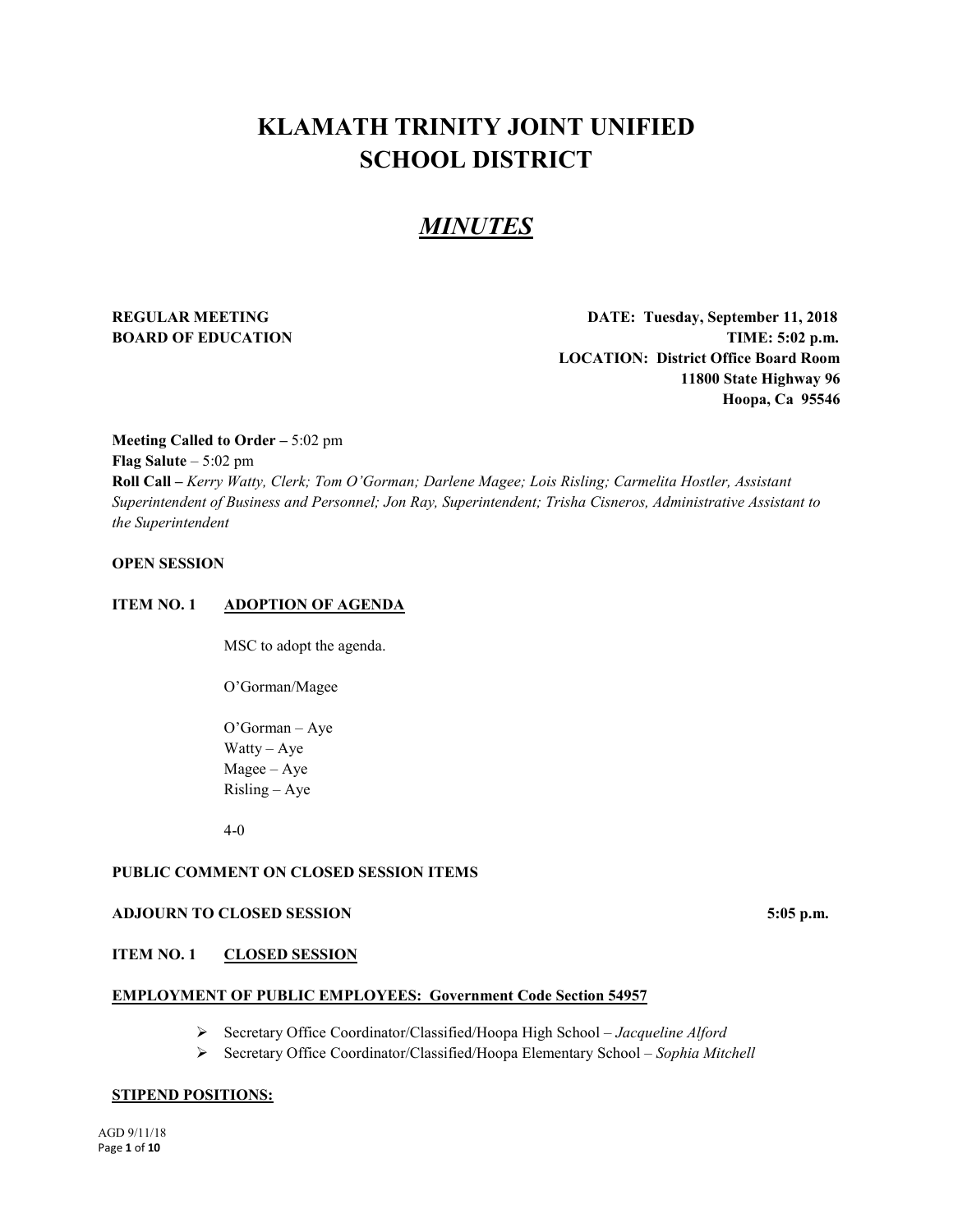# KLAMATH TRINITY JOINT UNIFIED SCHOOL DISTRICT

## *MINUTES*

**REGULAR MEETING**
**BOARD OF EDUCATION**

**DATE: Tuesday, September 11, 2018**
**TIME: 5:02 p.m.**
**LOCATION: District Office Board Room**
**11800 State Highway 96**
**Hoopa, Ca 95546**

**Meeting Called to Order –** 5:02 pm
**Flag Salute** – 5:02 pm
**Roll Call –** *Kerry Watty, Clerk; Tom O'Gorman; Darlene Magee; Lois Risling; Carmelita Hostler, Assistant Superintendent of Business and Personnel; Jon Ray, Superintendent; Trisha Cisneros, Administrative Assistant to the Superintendent*

**OPEN SESSION**

**ITEM NO. 1 ADOPTION OF AGENDA**

MSC to adopt the agenda.

O'Gorman/Magee

O'Gorman – Aye
Watty – Aye
Magee – Aye
Risling – Aye

4-0

**PUBLIC COMMENT ON CLOSED SESSION ITEMS**

**ADJOURN TO CLOSED SESSION** **5:05 p.m.**

**ITEM NO. 1 CLOSED SESSION**

**EMPLOYMENT OF PUBLIC EMPLOYEES: Government Code Section 54957**

- Secretary Office Coordinator/Classified/Hoopa High School – *Jacqueline Alford*
- Secretary Office Coordinator/Classified/Hoopa Elementary School – *Sophia Mitchell*

**STIPEND POSITIONS:**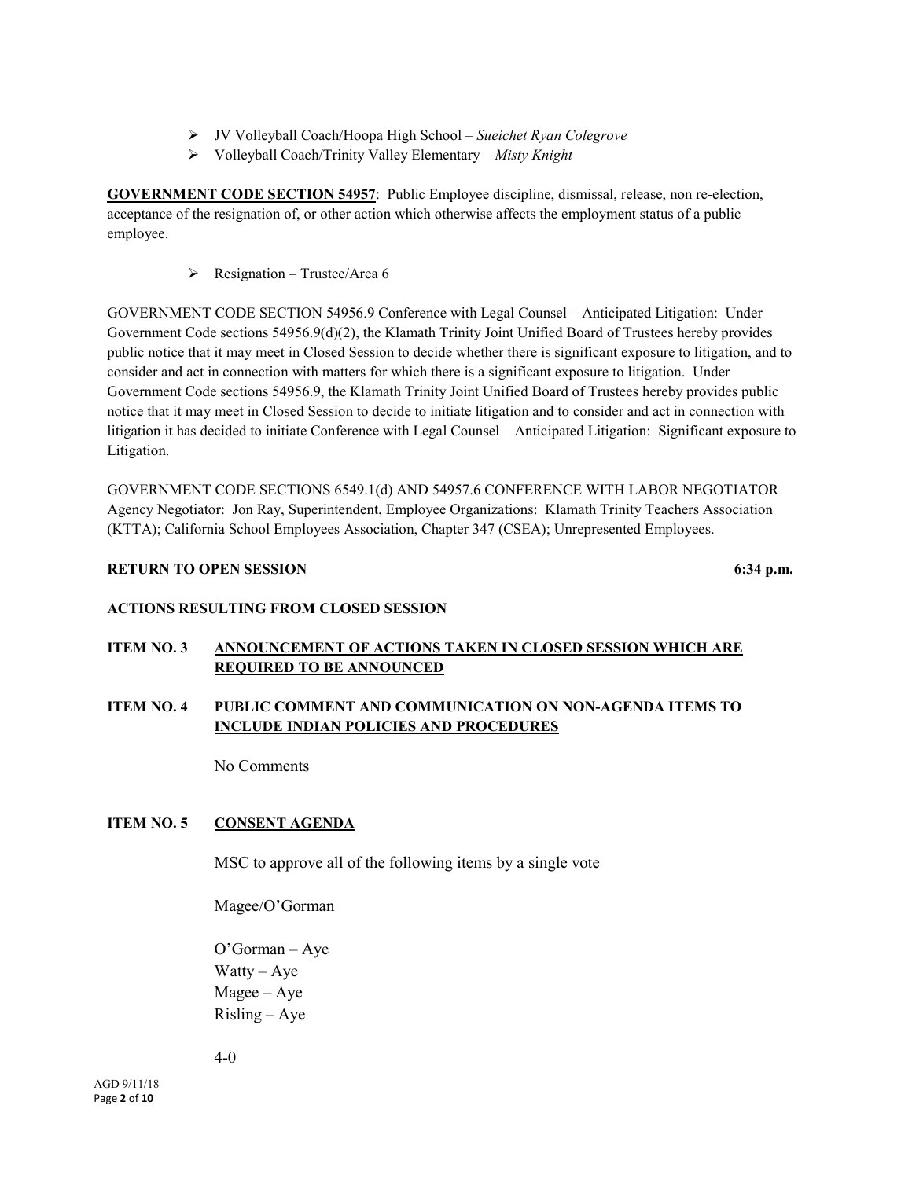- JV Volleyball Coach/Hoopa High School – *Sueichet Ryan Colegrove*
- Volleyball Coach/Trinity Valley Elementary – *Misty Knight*

**GOVERNMENT CODE SECTION 54957**: Public Employee discipline, dismissal, release, non re-election, acceptance of the resignation of, or other action which otherwise affects the employment status of a public employee.

- Resignation – Trustee/Area 6

GOVERNMENT CODE SECTION 54956.9 Conference with Legal Counsel – Anticipated Litigation: Under Government Code sections 54956.9(d)(2), the Klamath Trinity Joint Unified Board of Trustees hereby provides public notice that it may meet in Closed Session to decide whether there is significant exposure to litigation, and to consider and act in connection with matters for which there is a significant exposure to litigation. Under Government Code sections 54956.9, the Klamath Trinity Joint Unified Board of Trustees hereby provides public notice that it may meet in Closed Session to decide to initiate litigation and to consider and act in connection with litigation it has decided to initiate Conference with Legal Counsel – Anticipated Litigation: Significant exposure to Litigation.

GOVERNMENT CODE SECTIONS 6549.1(d) AND 54957.6 CONFERENCE WITH LABOR NEGOTIATOR Agency Negotiator: Jon Ray, Superintendent, Employee Organizations: Klamath Trinity Teachers Association (KTTA); California School Employees Association, Chapter 347 (CSEA); Unrepresented Employees.

**RETURN TO OPEN SESSION** **6:34 p.m.**

**ACTIONS RESULTING FROM CLOSED SESSION**

**ITEM NO. 3 ANNOUNCEMENT OF ACTIONS TAKEN IN CLOSED SESSION WHICH ARE REQUIRED TO BE ANNOUNCED**

**ITEM NO. 4 PUBLIC COMMENT AND COMMUNICATION ON NON-AGENDA ITEMS TO INCLUDE INDIAN POLICIES AND PROCEDURES**

No Comments

**ITEM NO. 5 CONSENT AGENDA**

MSC to approve all of the following items by a single vote

Magee/O'Gorman

O'Gorman – Aye
Watty – Aye
Magee – Aye
Risling – Aye

4-0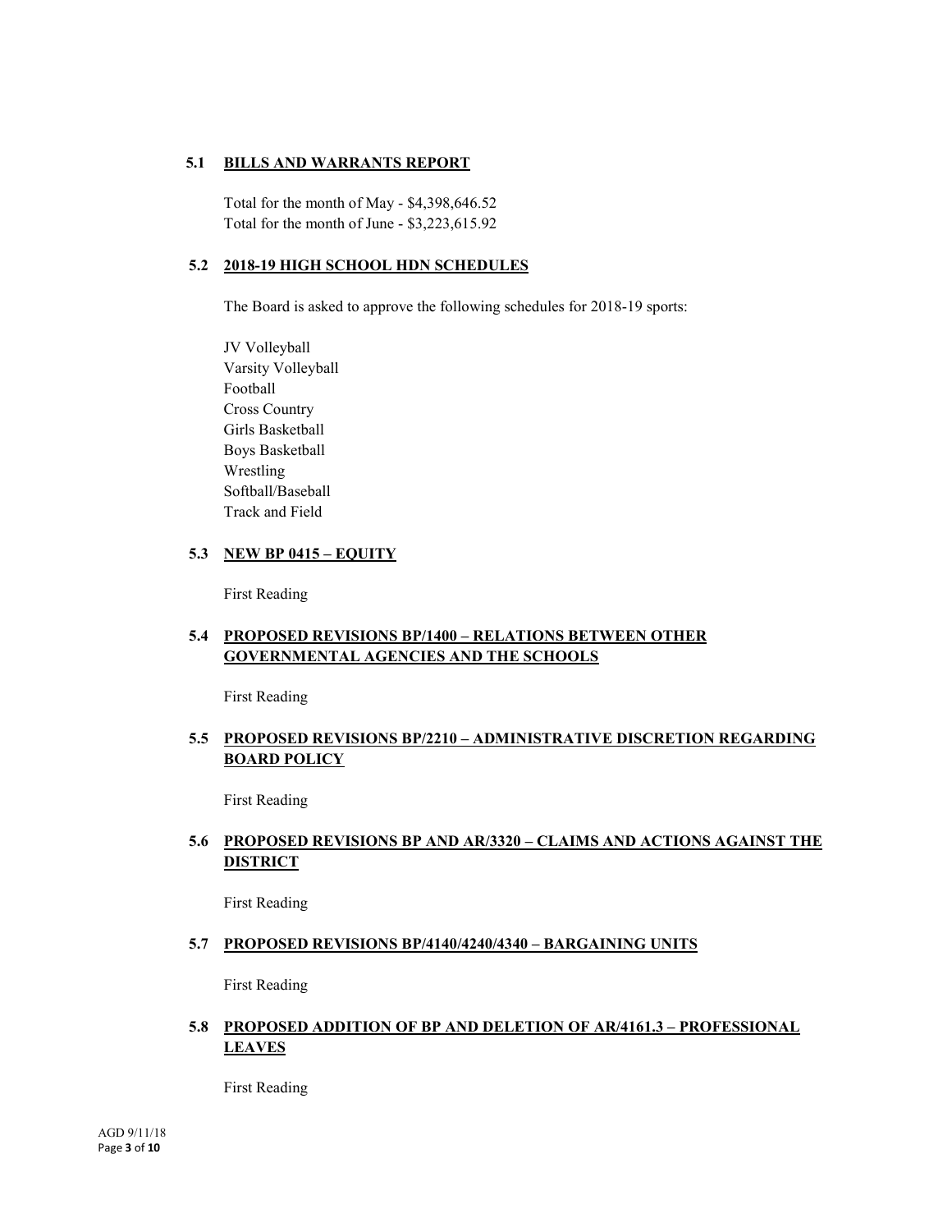### 5.1 BILLS AND WARRANTS REPORT

Total for the month of May - $4,398,646.52
Total for the month of June - $3,223,615.92

### 5.2 2018-19 HIGH SCHOOL HDN SCHEDULES

The Board is asked to approve the following schedules for 2018-19 sports:

JV Volleyball
Varsity Volleyball
Football
Cross Country
Girls Basketball
Boys Basketball
Wrestling
Softball/Baseball
Track and Field

### 5.3 NEW BP 0415 – EQUITY

First Reading

### 5.4 PROPOSED REVISIONS BP/1400 – RELATIONS BETWEEN OTHER GOVERNMENTAL AGENCIES AND THE SCHOOLS

First Reading

### 5.5 PROPOSED REVISIONS BP/2210 – ADMINISTRATIVE DISCRETION REGARDING BOARD POLICY

First Reading

### 5.6 PROPOSED REVISIONS BP AND AR/3320 – CLAIMS AND ACTIONS AGAINST THE DISTRICT

First Reading

### 5.7 PROPOSED REVISIONS BP/4140/4240/4340 – BARGAINING UNITS

First Reading

### 5.8 PROPOSED ADDITION OF BP AND DELETION OF AR/4161.3 – PROFESSIONAL LEAVES

First Reading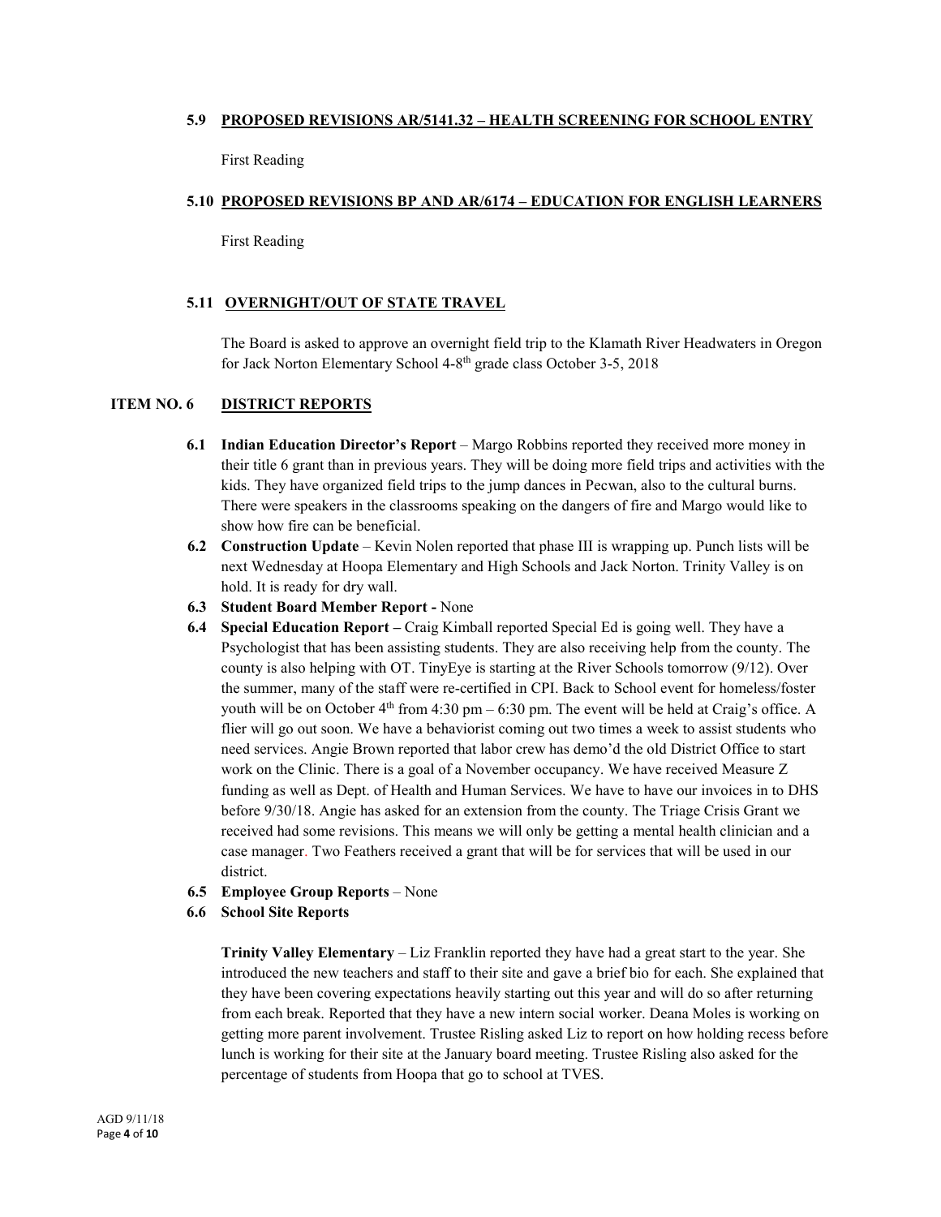### 5.9 PROPOSED REVISIONS AR/5141.32 – HEALTH SCREENING FOR SCHOOL ENTRY

First Reading

### 5.10 PROPOSED REVISIONS BP AND AR/6174 – EDUCATION FOR ENGLISH LEARNERS

First Reading

### 5.11 OVERNIGHT/OUT OF STATE TRAVEL

The Board is asked to approve an overnight field trip to the Klamath River Headwaters in Oregon for Jack Norton Elementary School 4-8th grade class October 3-5, 2018

## ITEM NO. 6 DISTRICT REPORTS

- **6.1 Indian Education Director's Report** – Margo Robbins reported they received more money in their title 6 grant than in previous years. They will be doing more field trips and activities with the kids. They have organized field trips to the jump dances in Pecwan, also to the cultural burns. There were speakers in the classrooms speaking on the dangers of fire and Margo would like to show how fire can be beneficial.
- **6.2 Construction Update** – Kevin Nolen reported that phase III is wrapping up. Punch lists will be next Wednesday at Hoopa Elementary and High Schools and Jack Norton. Trinity Valley is on hold. It is ready for dry wall.
- **6.3 Student Board Member Report -** None
- **6.4 Special Education Report –** Craig Kimball reported Special Ed is going well. They have a Psychologist that has been assisting students. They are also receiving help from the county. The county is also helping with OT. TinyEye is starting at the River Schools tomorrow (9/12). Over the summer, many of the staff were re-certified in CPI. Back to School event for homeless/foster youth will be on October 4th from 4:30 pm – 6:30 pm. The event will be held at Craig's office. A flier will go out soon. We have a behaviorist coming out two times a week to assist students who need services. Angie Brown reported that labor crew has demo'd the old District Office to start work on the Clinic. There is a goal of a November occupancy. We have received Measure Z funding as well as Dept. of Health and Human Services. We have to have our invoices in to DHS before 9/30/18. Angie has asked for an extension from the county. The Triage Crisis Grant we received had some revisions. This means we will only be getting a mental health clinician and a case manager. Two Feathers received a grant that will be for services that will be used in our district.
- **6.5 Employee Group Reports** – None
- **6.6 School Site Reports**

**Trinity Valley Elementary** – Liz Franklin reported they have had a great start to the year. She introduced the new teachers and staff to their site and gave a brief bio for each. She explained that they have been covering expectations heavily starting out this year and will do so after returning from each break. Reported that they have a new intern social worker. Deana Moles is working on getting more parent involvement. Trustee Risling asked Liz to report on how holding recess before lunch is working for their site at the January board meeting. Trustee Risling also asked for the percentage of students from Hoopa that go to school at TVES.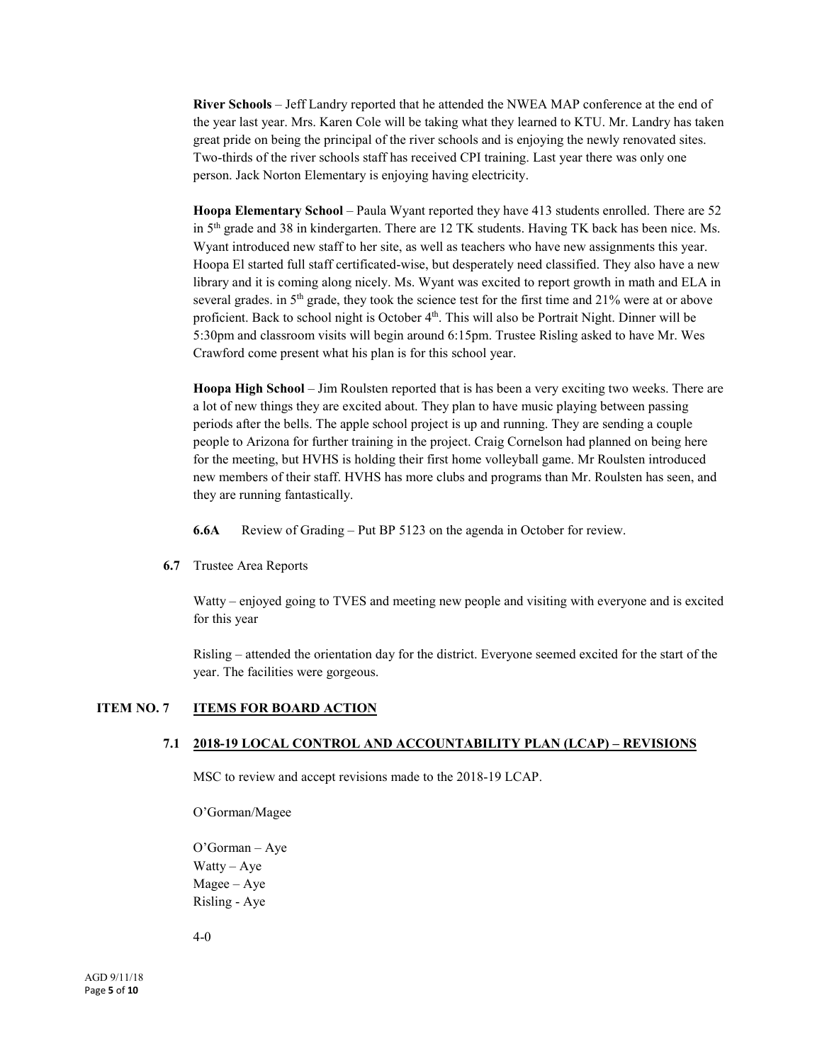**River Schools** – Jeff Landry reported that he attended the NWEA MAP conference at the end of the year last year. Mrs. Karen Cole will be taking what they learned to KTU. Mr. Landry has taken great pride on being the principal of the river schools and is enjoying the newly renovated sites. Two-thirds of the river schools staff has received CPI training. Last year there was only one person. Jack Norton Elementary is enjoying having electricity.

**Hoopa Elementary School** – Paula Wyant reported they have 413 students enrolled. There are 52 in 5th grade and 38 in kindergarten. There are 12 TK students. Having TK back has been nice. Ms. Wyant introduced new staff to her site, as well as teachers who have new assignments this year. Hoopa El started full staff certificated-wise, but desperately need classified. They also have a new library and it is coming along nicely. Ms. Wyant was excited to report growth in math and ELA in several grades. in 5th grade, they took the science test for the first time and 21% were at or above proficient. Back to school night is October 4th. This will also be Portrait Night. Dinner will be 5:30pm and classroom visits will begin around 6:15pm. Trustee Risling asked to have Mr. Wes Crawford come present what his plan is for this school year.

**Hoopa High School** – Jim Roulsten reported that is has been a very exciting two weeks. There are a lot of new things they are excited about. They plan to have music playing between passing periods after the bells. The apple school project is up and running. They are sending a couple people to Arizona for further training in the project. Craig Cornelson had planned on being here for the meeting, but HVHS is holding their first home volleyball game. Mr Roulsten introduced new members of their staff. HVHS has more clubs and programs than Mr. Roulsten has seen, and they are running fantastically.

**6.6A** Review of Grading – Put BP 5123 on the agenda in October for review.

**6.7** Trustee Area Reports

Watty – enjoyed going to TVES and meeting new people and visiting with everyone and is excited for this year

Risling – attended the orientation day for the district. Everyone seemed excited for the start of the year. The facilities were gorgeous.

## ITEM NO. 7 ITEMS FOR BOARD ACTION

### 7.1 2018-19 LOCAL CONTROL AND ACCOUNTABILITY PLAN (LCAP) – REVISIONS

MSC to review and accept revisions made to the 2018-19 LCAP.

O'Gorman/Magee

O'Gorman – Aye
Watty – Aye
Magee – Aye
Risling - Aye

4-0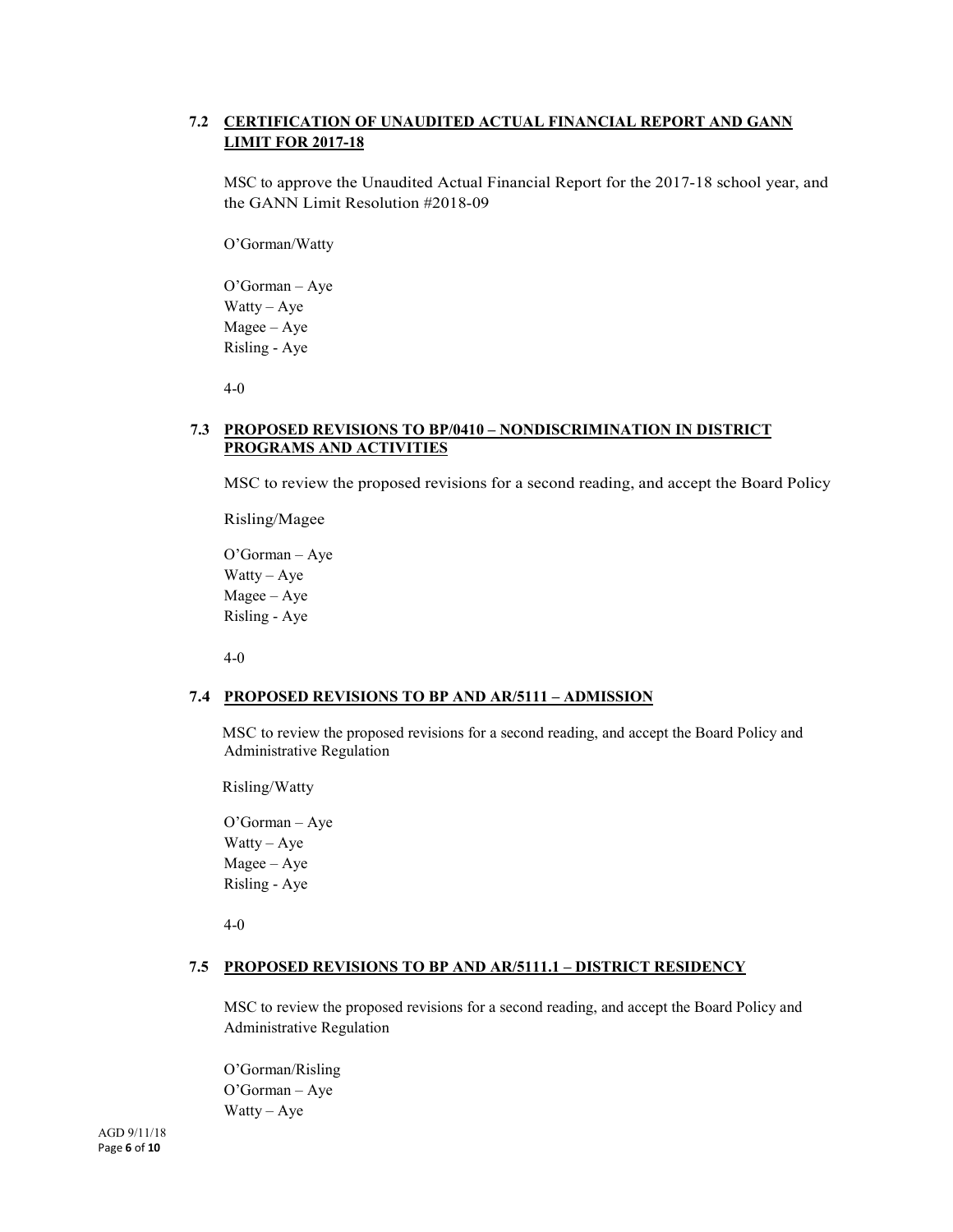### 7.2 CERTIFICATION OF UNAUDITED ACTUAL FINANCIAL REPORT AND GANN LIMIT FOR 2017-18

MSC to approve the Unaudited Actual Financial Report for the 2017-18 school year, and the GANN Limit Resolution #2018-09

O'Gorman/Watty

O'Gorman – Aye
Watty – Aye
Magee – Aye
Risling - Aye

4-0

### 7.3 PROPOSED REVISIONS TO BP/0410 – NONDISCRIMINATION IN DISTRICT PROGRAMS AND ACTIVITIES

MSC to review the proposed revisions for a second reading, and accept the Board Policy

Risling/Magee

O'Gorman – Aye
Watty – Aye
Magee – Aye
Risling - Aye

4-0

### 7.4 PROPOSED REVISIONS TO BP AND AR/5111 – ADMISSION

MSC to review the proposed revisions for a second reading, and accept the Board Policy and Administrative Regulation

Risling/Watty

O'Gorman – Aye
Watty – Aye
Magee – Aye
Risling - Aye

4-0

### 7.5 PROPOSED REVISIONS TO BP AND AR/5111.1 – DISTRICT RESIDENCY

MSC to review the proposed revisions for a second reading, and accept the Board Policy and Administrative Regulation

O'Gorman/Risling
O'Gorman – Aye
Watty – Aye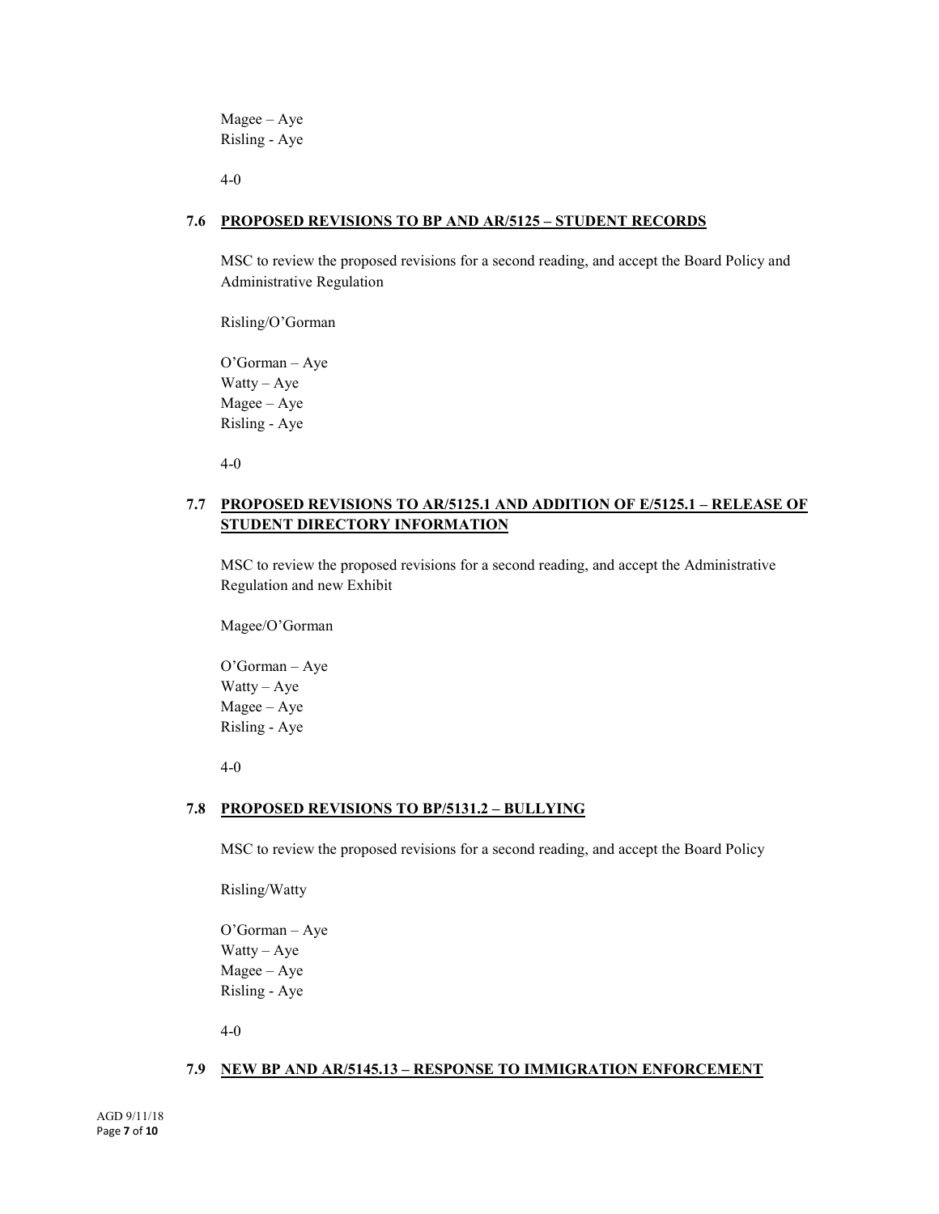Magee – Aye
Risling - Aye

4-0

### 7.6 PROPOSED REVISIONS TO BP AND AR/5125 – STUDENT RECORDS

MSC to review the proposed revisions for a second reading, and accept the Board Policy and Administrative Regulation

Risling/O'Gorman

O'Gorman – Aye
Watty – Aye
Magee – Aye
Risling - Aye

4-0

### 7.7 PROPOSED REVISIONS TO AR/5125.1 AND ADDITION OF E/5125.1 – RELEASE OF STUDENT DIRECTORY INFORMATION

MSC to review the proposed revisions for a second reading, and accept the Administrative Regulation and new Exhibit

Magee/O'Gorman

O'Gorman – Aye
Watty – Aye
Magee – Aye
Risling - Aye

4-0

### 7.8 PROPOSED REVISIONS TO BP/5131.2 – BULLYING

MSC to review the proposed revisions for a second reading, and accept the Board Policy

Risling/Watty

O'Gorman – Aye
Watty – Aye
Magee – Aye
Risling - Aye

4-0

### 7.9 NEW BP AND AR/5145.13 – RESPONSE TO IMMIGRATION ENFORCEMENT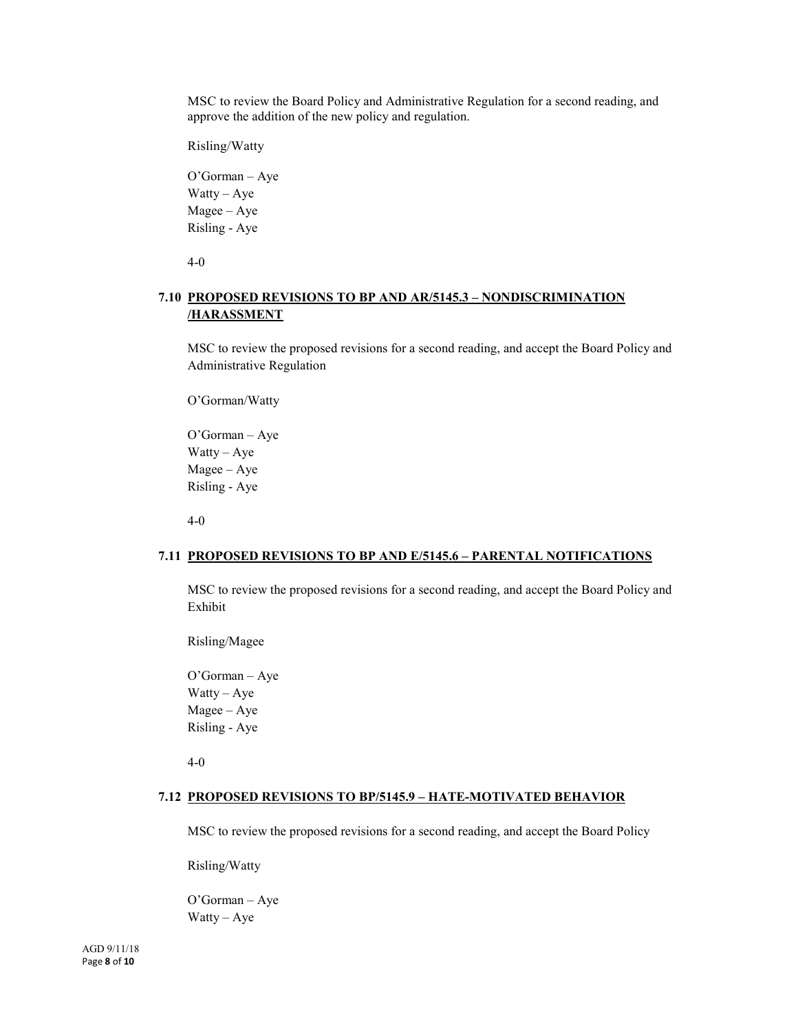MSC to review the Board Policy and Administrative Regulation for a second reading, and approve the addition of the new policy and regulation.

Risling/Watty

O'Gorman – Aye
Watty – Aye
Magee – Aye
Risling - Aye

4-0

### 7.10 PROPOSED REVISIONS TO BP AND AR/5145.3 – NONDISCRIMINATION /HARASSMENT

MSC to review the proposed revisions for a second reading, and accept the Board Policy and Administrative Regulation

O'Gorman/Watty

O'Gorman – Aye
Watty – Aye
Magee – Aye
Risling - Aye

4-0

### 7.11 PROPOSED REVISIONS TO BP AND E/5145.6 – PARENTAL NOTIFICATIONS

MSC to review the proposed revisions for a second reading, and accept the Board Policy and Exhibit

Risling/Magee

O'Gorman – Aye
Watty – Aye
Magee – Aye
Risling - Aye

4-0

### 7.12 PROPOSED REVISIONS TO BP/5145.9 – HATE-MOTIVATED BEHAVIOR

MSC to review the proposed revisions for a second reading, and accept the Board Policy

Risling/Watty

O'Gorman – Aye
Watty – Aye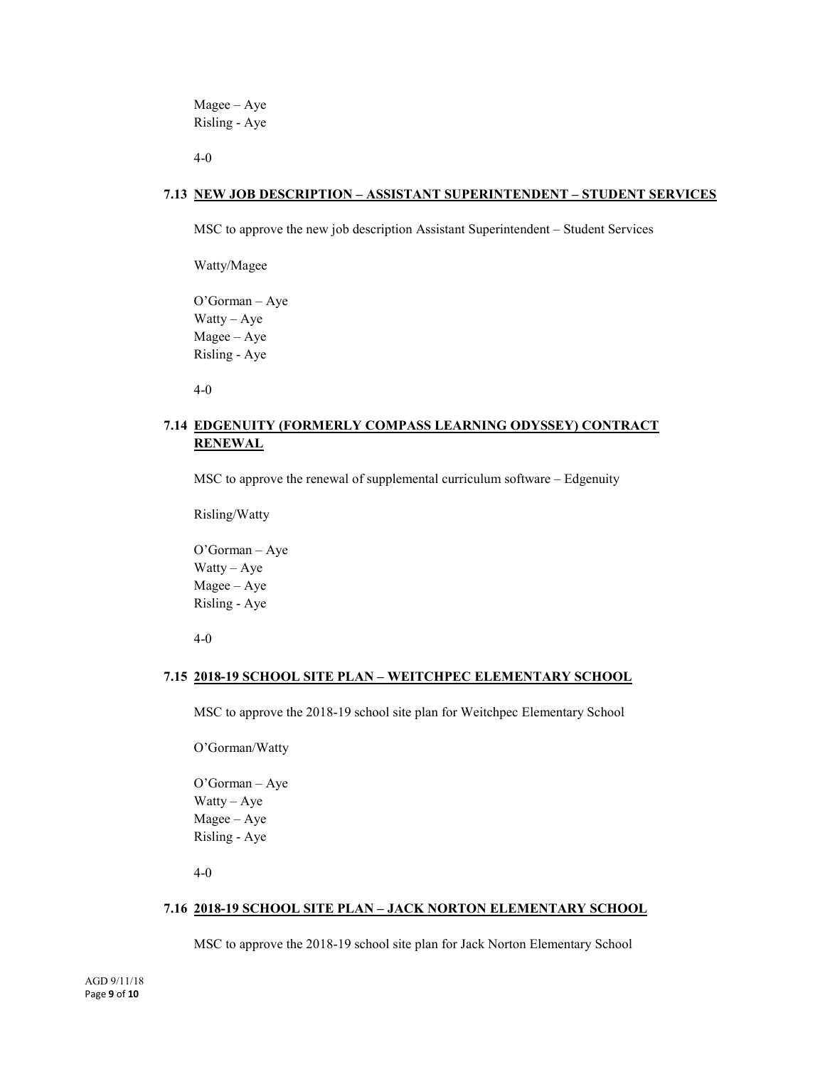Magee – Aye
Risling - Aye

4-0

### 7.13 NEW JOB DESCRIPTION – ASSISTANT SUPERINTENDENT – STUDENT SERVICES

MSC to approve the new job description Assistant Superintendent – Student Services

Watty/Magee

O'Gorman – Aye
Watty – Aye
Magee – Aye
Risling - Aye

4-0

### 7.14 EDGENUITY (FORMERLY COMPASS LEARNING ODYSSEY) CONTRACT RENEWAL

MSC to approve the renewal of supplemental curriculum software – Edgenuity

Risling/Watty

O'Gorman – Aye
Watty – Aye
Magee – Aye
Risling - Aye

4-0

### 7.15 2018-19 SCHOOL SITE PLAN – WEITCHPEC ELEMENTARY SCHOOL

MSC to approve the 2018-19 school site plan for Weitchpec Elementary School

O'Gorman/Watty

O'Gorman – Aye
Watty – Aye
Magee – Aye
Risling - Aye

4-0

### 7.16 2018-19 SCHOOL SITE PLAN – JACK NORTON ELEMENTARY SCHOOL

MSC to approve the 2018-19 school site plan for Jack Norton Elementary School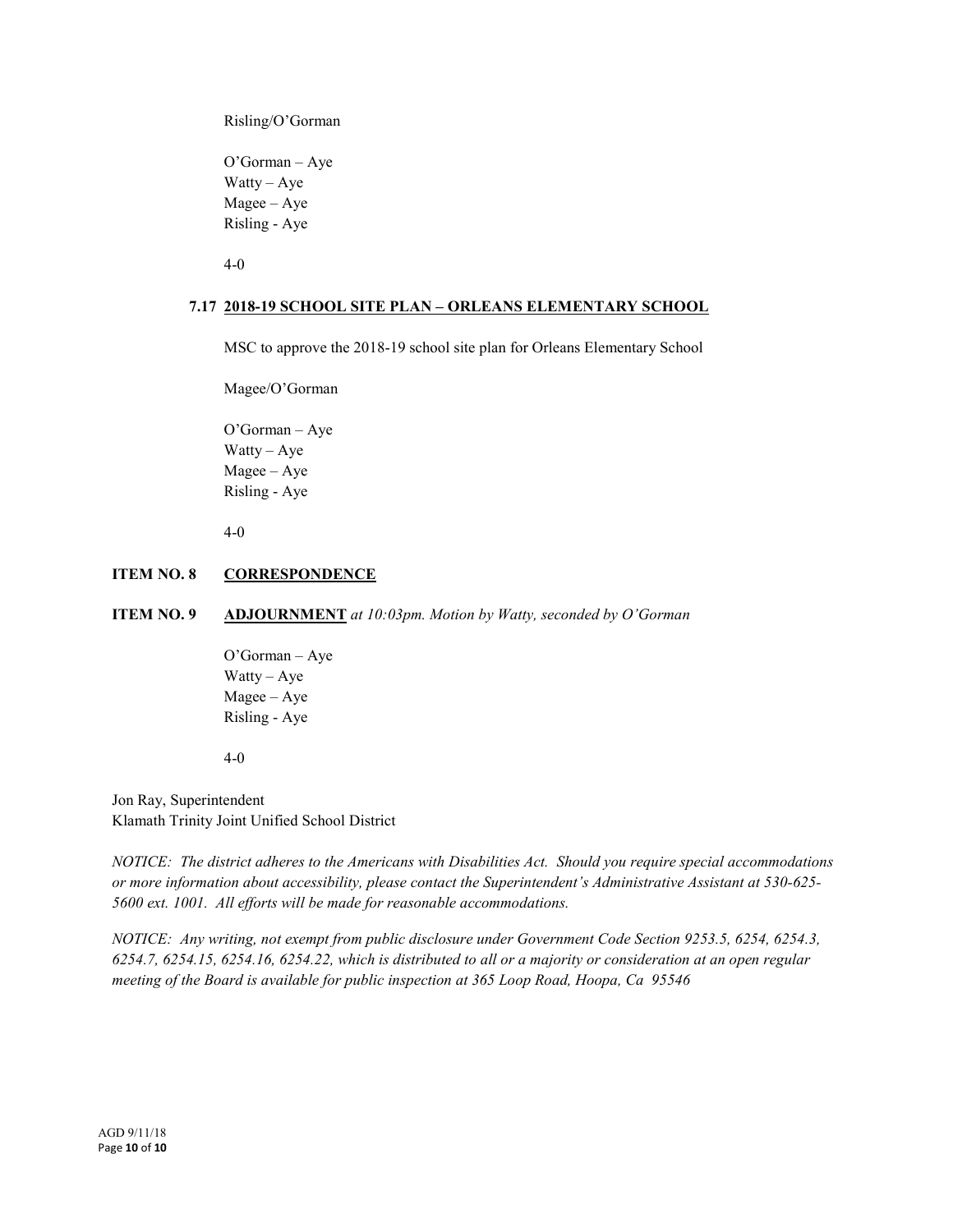Risling/O'Gorman

O'Gorman – Aye
Watty – Aye
Magee – Aye
Risling - Aye

4-0

**7.17 2018-19 SCHOOL SITE PLAN – ORLEANS ELEMENTARY SCHOOL**

MSC to approve the 2018-19 school site plan for Orleans Elementary School

Magee/O'Gorman

O'Gorman – Aye
Watty – Aye
Magee – Aye
Risling - Aye

4-0

**ITEM NO. 8 CORRESPONDENCE**

**ITEM NO. 9 ADJOURNMENT** *at 10:03pm. Motion by Watty, seconded by O'Gorman*

O'Gorman – Aye
Watty – Aye
Magee – Aye
Risling - Aye

4-0

Jon Ray, Superintendent
Klamath Trinity Joint Unified School District

*NOTICE: The district adheres to the Americans with Disabilities Act. Should you require special accommodations or more information about accessibility, please contact the Superintendent's Administrative Assistant at 530-625-5600 ext. 1001. All efforts will be made for reasonable accommodations.*

*NOTICE: Any writing, not exempt from public disclosure under Government Code Section 9253.5, 6254, 6254.3, 6254.7, 6254.15, 6254.16, 6254.22, which is distributed to all or a majority or consideration at an open regular meeting of the Board is available for public inspection at 365 Loop Road, Hoopa, Ca 95546*